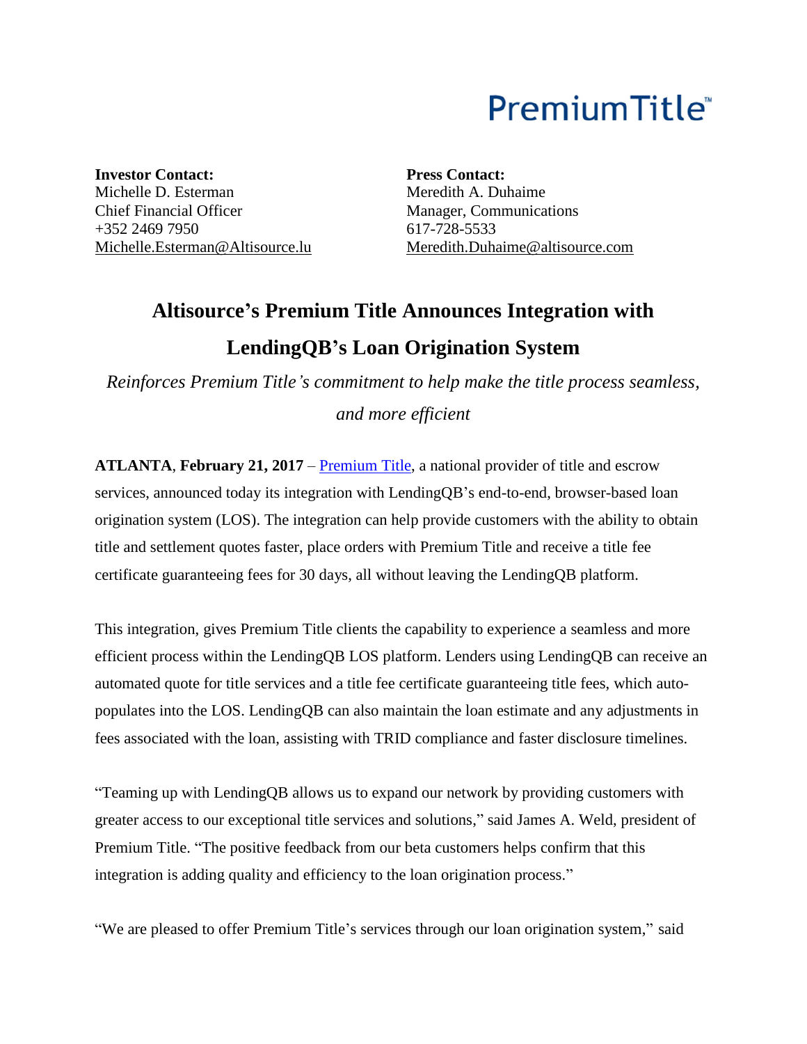PremiumTitle™

**Investor Contact:**
Michelle D. Esterman
Chief Financial Officer
+352 2469 7950
Michelle.Esterman@Altisource.lu

**Press Contact:**
Meredith A. Duhaime
Manager, Communications
617-728-5533
Meredith.Duhaime@altisource.com

# Altisource's Premium Title Announces Integration with LendingQB's Loan Origination System

*Reinforces Premium Title's commitment to help make the title process seamless, and more efficient*

**ATLANTA**, **February 21, 2017** – [Premium Title](Premium Title), a national provider of title and escrow services, announced today its integration with LendingQB's end-to-end, browser-based loan origination system (LOS). The integration can help provide customers with the ability to obtain title and settlement quotes faster, place orders with Premium Title and receive a title fee certificate guaranteeing fees for 30 days, all without leaving the LendingQB platform.

This integration, gives Premium Title clients the capability to experience a seamless and more efficient process within the LendingQB LOS platform. Lenders using LendingQB can receive an automated quote for title services and a title fee certificate guaranteeing title fees, which auto-populates into the LOS. LendingQB can also maintain the loan estimate and any adjustments in fees associated with the loan, assisting with TRID compliance and faster disclosure timelines.

"Teaming up with LendingQB allows us to expand our network by providing customers with greater access to our exceptional title services and solutions," said James A. Weld, president of Premium Title. "The positive feedback from our beta customers helps confirm that this integration is adding quality and efficiency to the loan origination process."

"We are pleased to offer Premium Title's services through our loan origination system," said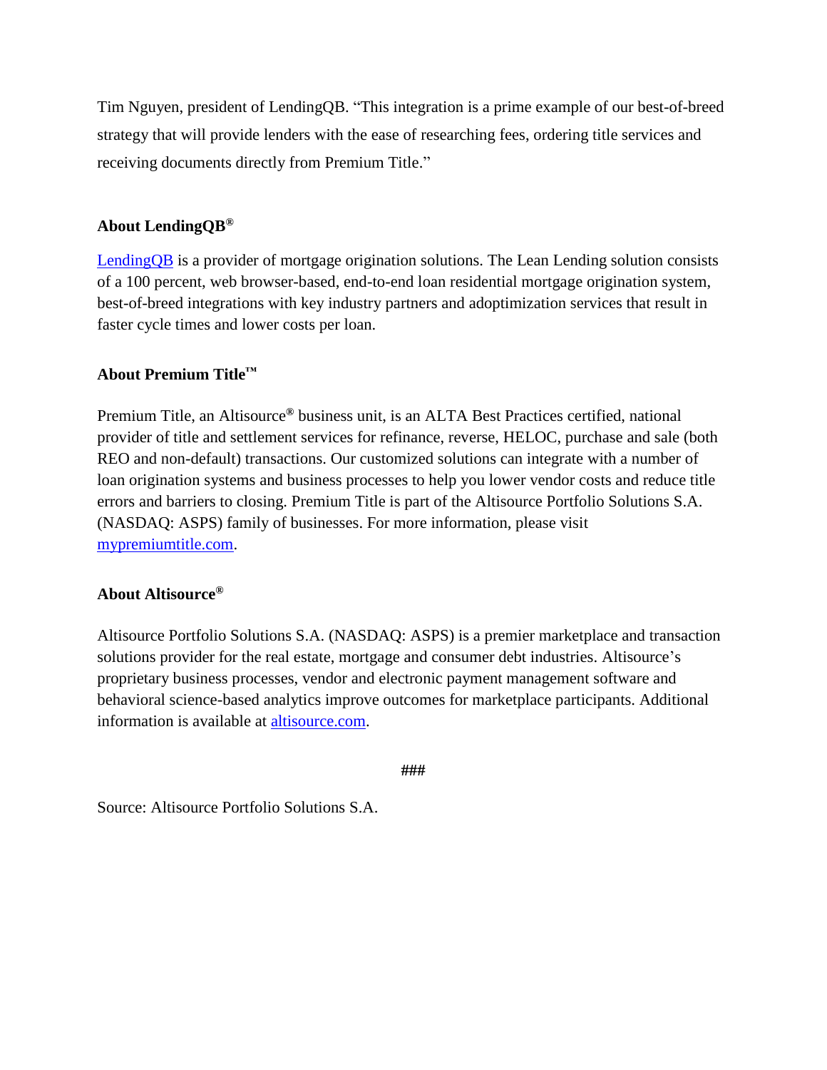Tim Nguyen, president of LendingQB. "This integration is a prime example of our best-of-breed strategy that will provide lenders with the ease of researching fees, ordering title services and receiving documents directly from Premium Title."

**About LendingQB®**

LendingQB is a provider of mortgage origination solutions. The Lean Lending solution consists of a 100 percent, web browser-based, end-to-end loan residential mortgage origination system, best-of-breed integrations with key industry partners and adoptimization services that result in faster cycle times and lower costs per loan.

**About Premium Title™**

Premium Title, an Altisource® business unit, is an ALTA Best Practices certified, national provider of title and settlement services for refinance, reverse, HELOC, purchase and sale (both REO and non-default) transactions. Our customized solutions can integrate with a number of loan origination systems and business processes to help you lower vendor costs and reduce title errors and barriers to closing. Premium Title is part of the Altisource Portfolio Solutions S.A. (NASDAQ: ASPS) family of businesses. For more information, please visit mypremiumtitle.com.

**About Altisource®**

Altisource Portfolio Solutions S.A. (NASDAQ: ASPS) is a premier marketplace and transaction solutions provider for the real estate, mortgage and consumer debt industries. Altisource's proprietary business processes, vendor and electronic payment management software and behavioral science-based analytics improve outcomes for marketplace participants. Additional information is available at altisource.com.

###

Source: Altisource Portfolio Solutions S.A.